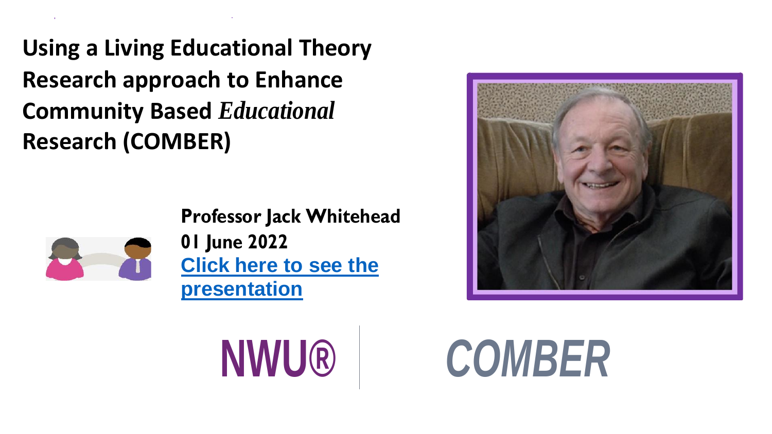# Using a Living Educational Theory Research approach to Enhance Community Based *Educational* Research (COMBER)

**Professor Jack Whitehead**

**01 June 2022**

**Click here to see the presentation**

NWU® | COMBER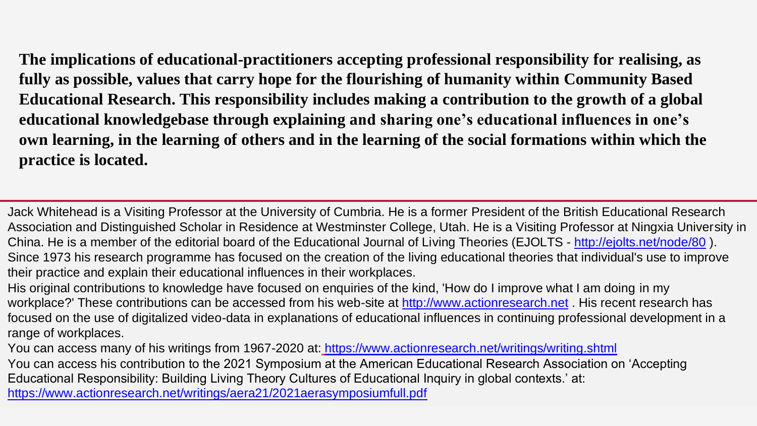**The implications of educational-practitioners accepting professional responsibility for realising, as fully as possible, values that carry hope for the flourishing of humanity within Community Based Educational Research. This responsibility includes making a contribution to the growth of a global educational knowledgebase through explaining and sharing one's educational influences in one's own learning, in the learning of others and in the learning of the social formations within which the practice is located.**

---

Jack Whitehead is a Visiting Professor at the University of Cumbria. He is a former President of the British Educational Research Association and Distinguished Scholar in Residence at Westminster College, Utah. He is a Visiting Professor at Ningxia University in China. He is a member of the editorial board of the Educational Journal of Living Theories (EJOLTS - http://ejolts.net/node/80 ). Since 1973 his research programme has focused on the creation of the living educational theories that individual's use to improve their practice and explain their educational influences in their workplaces.

His original contributions to knowledge have focused on enquiries of the kind, 'How do I improve what I am doing in my workplace?' These contributions can be accessed from his web-site at http://www.actionresearch.net . His recent research has focused on the use of digitalized video-data in explanations of educational influences in continuing professional development in a range of workplaces.

You can access many of his writings from 1967-2020 at: https://www.actionresearch.net/writings/writing.shtml

You can access his contribution to the 2021 Symposium at the American Educational Research Association on 'Accepting Educational Responsibility: Building Living Theory Cultures of Educational Inquiry in global contexts.' at: https://www.actionresearch.net/writings/aera21/2021aerasymposiumfull.pdf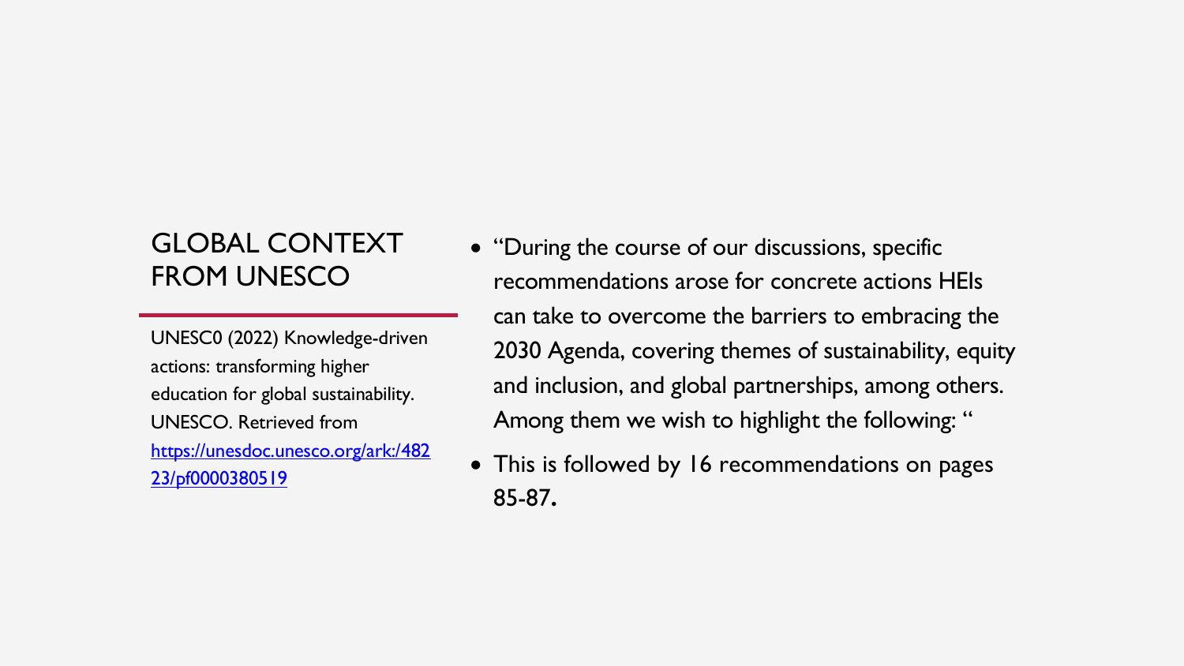# GLOBAL CONTEXT FROM UNESCO

UNESC0 (2022) Knowledge-driven actions: transforming higher education for global sustainability. UNESCO. Retrieved from [https://unesdoc.unesco.org/ark:/48223/pf0000380519](https://unesdoc.unesco.org/ark:/48223/pf0000380519)

- "During the course of our discussions, specific recommendations arose for concrete actions HEIs can take to overcome the barriers to embracing the 2030 Agenda, covering themes of sustainability, equity and inclusion, and global partnerships, among others. Among them we wish to highlight the following: "
- This is followed by 16 recommendations on pages 85-87.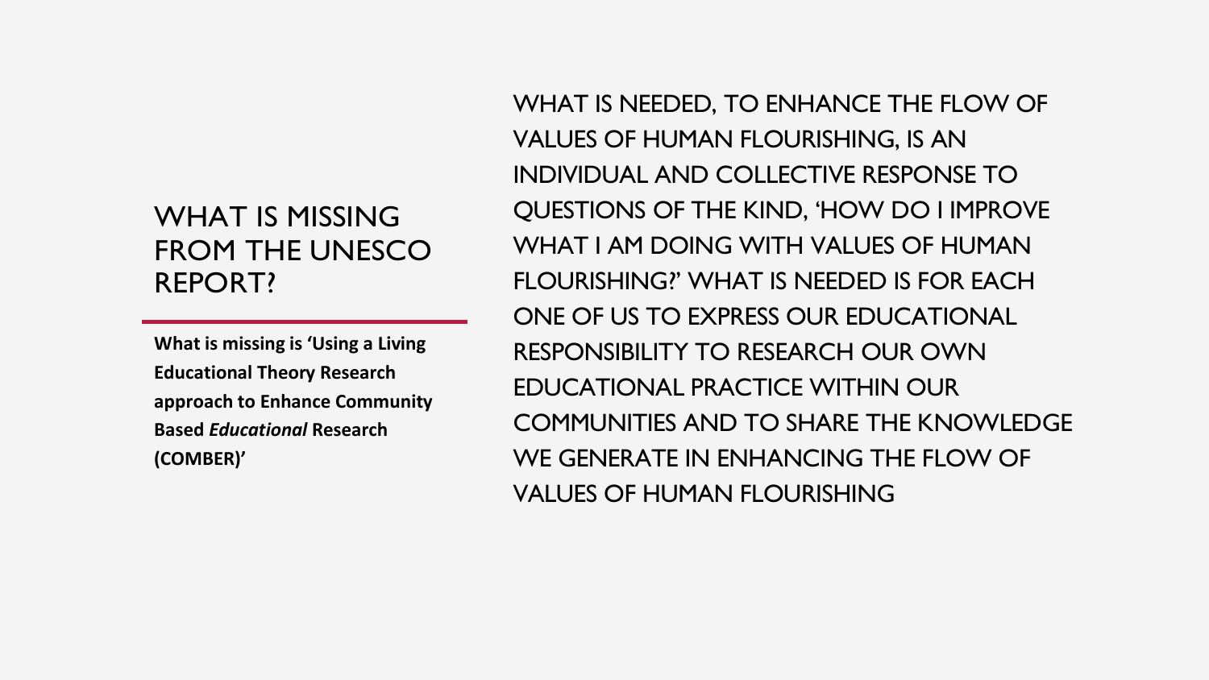# WHAT IS MISSING FROM THE UNESCO REPORT?

**What is missing is 'Using a Living Educational Theory Research approach to Enhance Community Based *Educational* Research (COMBER)'**

WHAT IS NEEDED, TO ENHANCE THE FLOW OF VALUES OF HUMAN FLOURISHING, IS AN INDIVIDUAL AND COLLECTIVE RESPONSE TO QUESTIONS OF THE KIND, 'HOW DO I IMPROVE WHAT I AM DOING WITH VALUES OF HUMAN FLOURISHING?' WHAT IS NEEDED IS FOR EACH ONE OF US TO EXPRESS OUR EDUCATIONAL RESPONSIBILITY TO RESEARCH OUR OWN EDUCATIONAL PRACTICE WITHIN OUR COMMUNITIES AND TO SHARE THE KNOWLEDGE WE GENERATE IN ENHANCING THE FLOW OF VALUES OF HUMAN FLOURISHING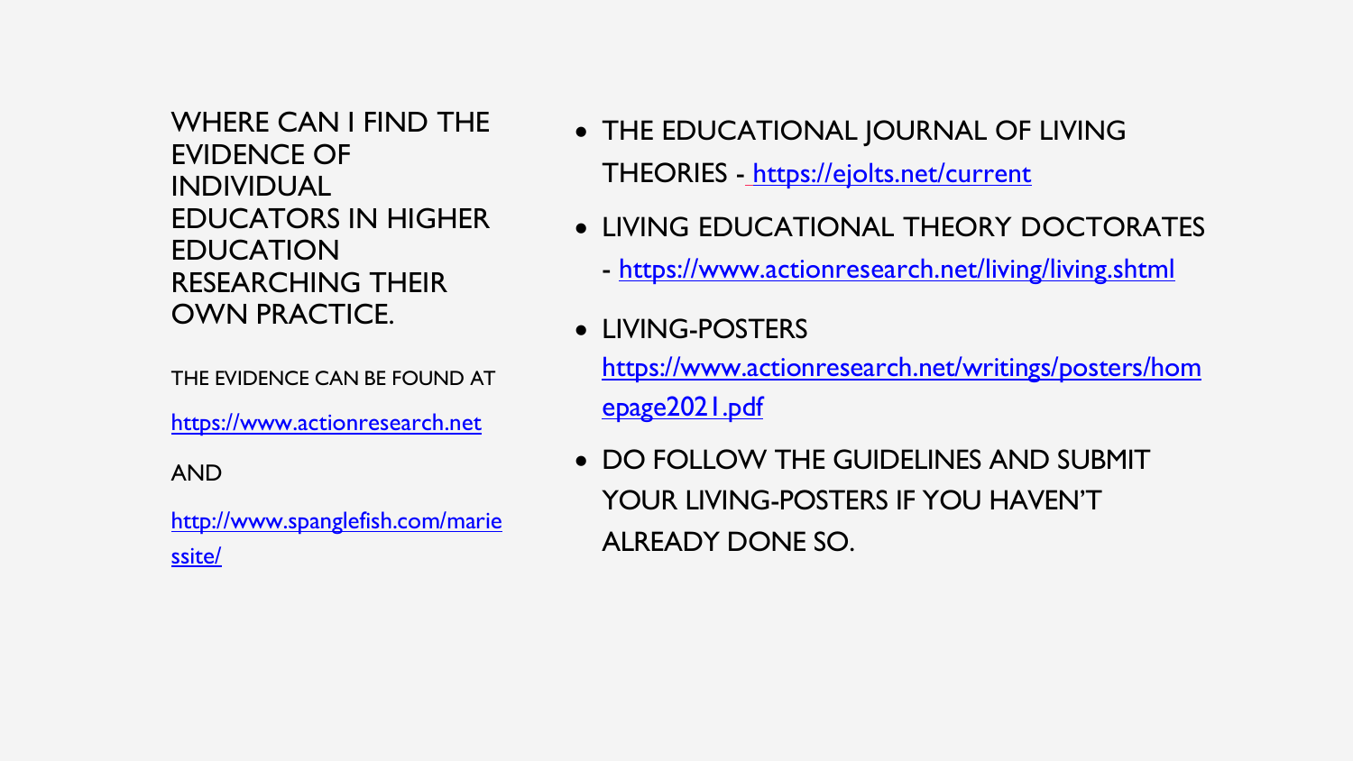## WHERE CAN I FIND THE EVIDENCE OF INDIVIDUAL EDUCATORS IN HIGHER EDUCATION RESEARCHING THEIR OWN PRACTICE.

THE EVIDENCE CAN BE FOUND AT

https://www.actionresearch.net

AND

http://www.spanglefish.com/mariessite/

- THE EDUCATIONAL JOURNAL OF LIVING THEORIES - https://ejolts.net/current
- LIVING EDUCATIONAL THEORY DOCTORATES - https://www.actionresearch.net/living/living.shtml
- LIVING-POSTERS https://www.actionresearch.net/writings/posters/homepage2021.pdf
- DO FOLLOW THE GUIDELINES AND SUBMIT YOUR LIVING-POSTERS IF YOU HAVEN'T ALREADY DONE SO.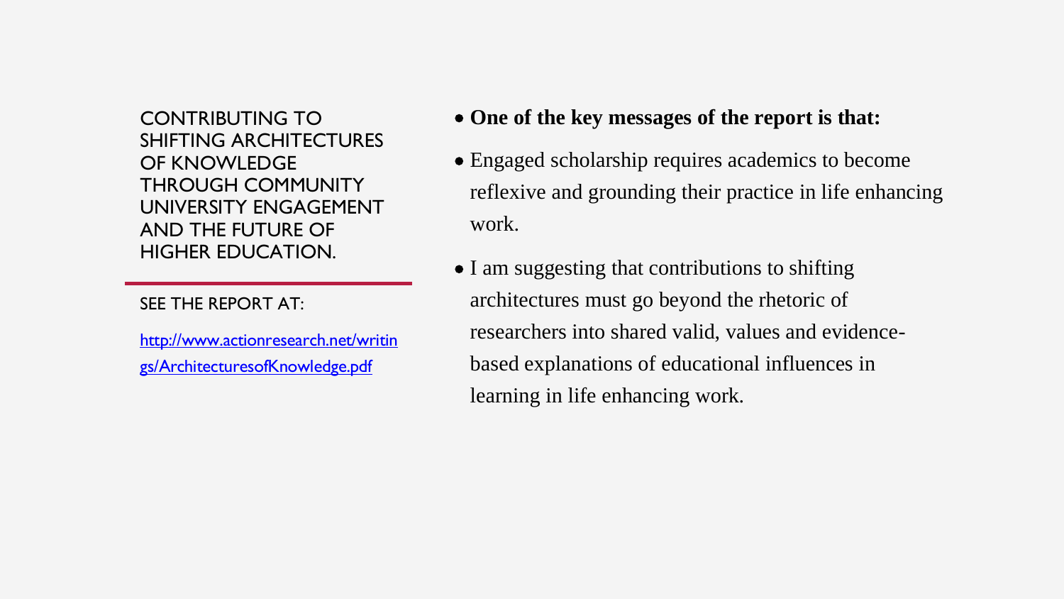## CONTRIBUTING TO SHIFTING ARCHITECTURES OF KNOWLEDGE THROUGH COMMUNITY UNIVERSITY ENGAGEMENT AND THE FUTURE OF HIGHER EDUCATION.

SEE THE REPORT AT:

http://www.actionresearch.net/writings/ArchitecturesofKnowledge.pdf

- **One of the key messages of the report is that:**
- Engaged scholarship requires academics to become reflexive and grounding their practice in life enhancing work.
- I am suggesting that contributions to shifting architectures must go beyond the rhetoric of researchers into shared valid, values and evidence-based explanations of educational influences in learning in life enhancing work.